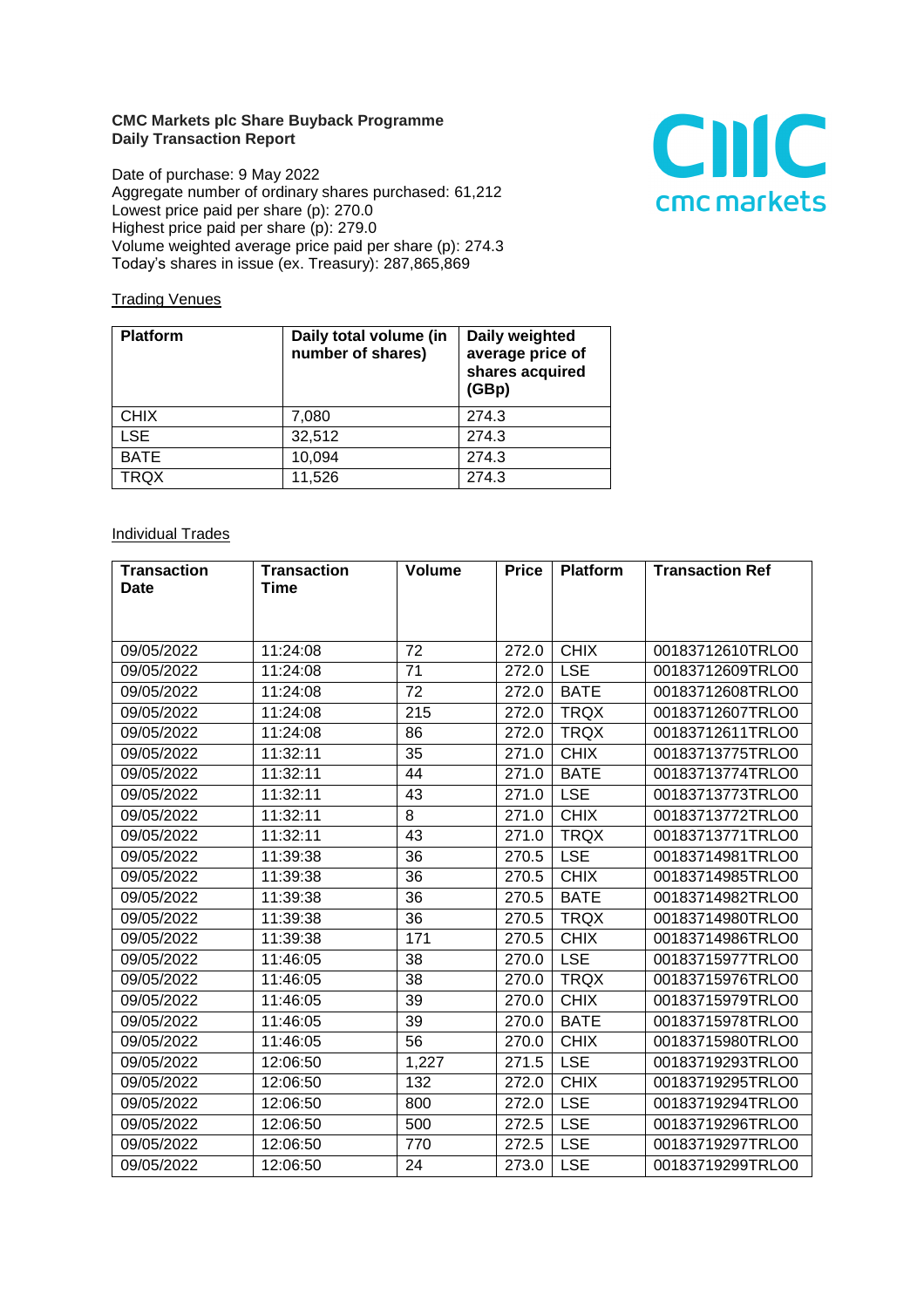**CMC Markets plc Share Buyback Programme**
**Daily Transaction Report**

Date of purchase: 9 May 2022
Aggregate number of ordinary shares purchased: 61,212
Lowest price paid per share (p): 270.0
Highest price paid per share (p): 279.0
Volume weighted average price paid per share (p): 274.3
Today's shares in issue (ex. Treasury): 287,865,869

Trading Venues

| Platform | Daily total volume (in number of shares) | Daily weighted average price of shares acquired (GBp) |
|---|---|---|
| CHIX | 7,080 | 274.3 |
| LSE | 32,512 | 274.3 |
| BATE | 10,094 | 274.3 |
| TRQX | 11,526 | 274.3 |

Individual Trades

| Transaction Date | Transaction Time | Volume | Price | Platform | Transaction Ref |
|---|---|---|---|---|---|
| 09/05/2022 | 11:24:08 | 72 | 272.0 | CHIX | 00183712610TRLO0 |
| 09/05/2022 | 11:24:08 | 71 | 272.0 | LSE | 00183712609TRLO0 |
| 09/05/2022 | 11:24:08 | 72 | 272.0 | BATE | 00183712608TRLO0 |
| 09/05/2022 | 11:24:08 | 215 | 272.0 | TRQX | 00183712607TRLO0 |
| 09/05/2022 | 11:24:08 | 86 | 272.0 | TRQX | 00183712611TRLO0 |
| 09/05/2022 | 11:32:11 | 35 | 271.0 | CHIX | 00183713775TRLO0 |
| 09/05/2022 | 11:32:11 | 44 | 271.0 | BATE | 00183713774TRLO0 |
| 09/05/2022 | 11:32:11 | 43 | 271.0 | LSE | 00183713773TRLO0 |
| 09/05/2022 | 11:32:11 | 8 | 271.0 | CHIX | 00183713772TRLO0 |
| 09/05/2022 | 11:32:11 | 43 | 271.0 | TRQX | 00183713771TRLO0 |
| 09/05/2022 | 11:39:38 | 36 | 270.5 | LSE | 00183714981TRLO0 |
| 09/05/2022 | 11:39:38 | 36 | 270.5 | CHIX | 00183714985TRLO0 |
| 09/05/2022 | 11:39:38 | 36 | 270.5 | BATE | 00183714982TRLO0 |
| 09/05/2022 | 11:39:38 | 36 | 270.5 | TRQX | 00183714980TRLO0 |
| 09/05/2022 | 11:39:38 | 171 | 270.5 | CHIX | 00183714986TRLO0 |
| 09/05/2022 | 11:46:05 | 38 | 270.0 | LSE | 00183715977TRLO0 |
| 09/05/2022 | 11:46:05 | 38 | 270.0 | TRQX | 00183715976TRLO0 |
| 09/05/2022 | 11:46:05 | 39 | 270.0 | CHIX | 00183715979TRLO0 |
| 09/05/2022 | 11:46:05 | 39 | 270.0 | BATE | 00183715978TRLO0 |
| 09/05/2022 | 11:46:05 | 56 | 270.0 | CHIX | 00183715980TRLO0 |
| 09/05/2022 | 12:06:50 | 1,227 | 271.5 | LSE | 00183719293TRLO0 |
| 09/05/2022 | 12:06:50 | 132 | 272.0 | CHIX | 00183719295TRLO0 |
| 09/05/2022 | 12:06:50 | 800 | 272.0 | LSE | 00183719294TRLO0 |
| 09/05/2022 | 12:06:50 | 500 | 272.5 | LSE | 00183719296TRLO0 |
| 09/05/2022 | 12:06:50 | 770 | 272.5 | LSE | 00183719297TRLO0 |
| 09/05/2022 | 12:06:50 | 24 | 273.0 | LSE | 00183719299TRLO0 |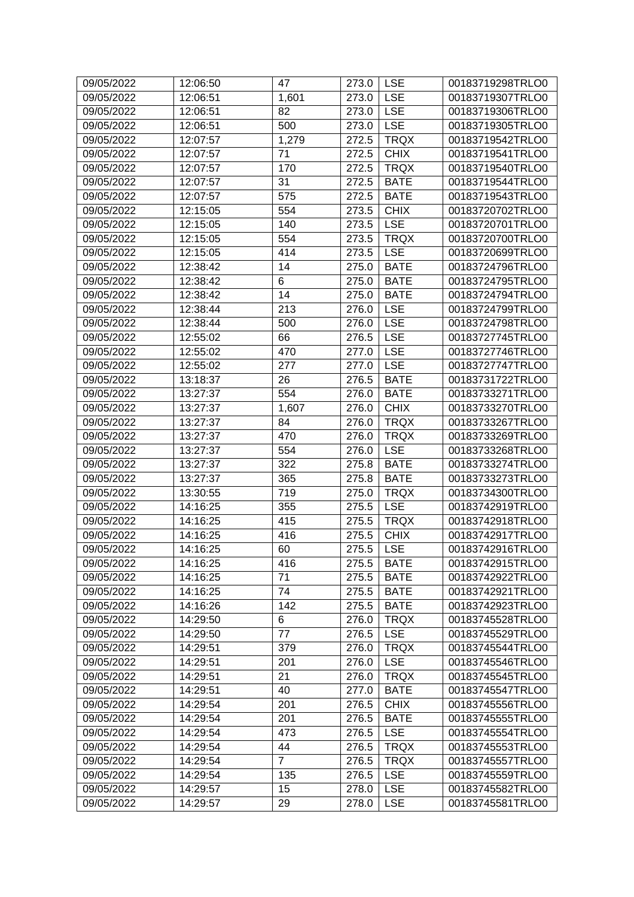| 09/05/2022 | 12:06:50 | 47 | 273.0 | LSE | 00183719298TRLO0 |
|---|---|---|---|---|---|
| 09/05/2022 | 12:06:51 | 1,601 | 273.0 | LSE | 00183719307TRLO0 |
| 09/05/2022 | 12:06:51 | 82 | 273.0 | LSE | 00183719306TRLO0 |
| 09/05/2022 | 12:06:51 | 500 | 273.0 | LSE | 00183719305TRLO0 |
| 09/05/2022 | 12:07:57 | 1,279 | 272.5 | TRQX | 00183719542TRLO0 |
| 09/05/2022 | 12:07:57 | 71 | 272.5 | CHIX | 00183719541TRLO0 |
| 09/05/2022 | 12:07:57 | 170 | 272.5 | TRQX | 00183719540TRLO0 |
| 09/05/2022 | 12:07:57 | 31 | 272.5 | BATE | 00183719544TRLO0 |
| 09/05/2022 | 12:07:57 | 575 | 272.5 | BATE | 00183719543TRLO0 |
| 09/05/2022 | 12:15:05 | 554 | 273.5 | CHIX | 00183720702TRLO0 |
| 09/05/2022 | 12:15:05 | 140 | 273.5 | LSE | 00183720701TRLO0 |
| 09/05/2022 | 12:15:05 | 554 | 273.5 | TRQX | 00183720700TRLO0 |
| 09/05/2022 | 12:15:05 | 414 | 273.5 | LSE | 00183720699TRLO0 |
| 09/05/2022 | 12:38:42 | 14 | 275.0 | BATE | 00183724796TRLO0 |
| 09/05/2022 | 12:38:42 | 6 | 275.0 | BATE | 00183724795TRLO0 |
| 09/05/2022 | 12:38:42 | 14 | 275.0 | BATE | 00183724794TRLO0 |
| 09/05/2022 | 12:38:44 | 213 | 276.0 | LSE | 00183724799TRLO0 |
| 09/05/2022 | 12:38:44 | 500 | 276.0 | LSE | 00183724798TRLO0 |
| 09/05/2022 | 12:55:02 | 66 | 276.5 | LSE | 00183727745TRLO0 |
| 09/05/2022 | 12:55:02 | 470 | 277.0 | LSE | 00183727746TRLO0 |
| 09/05/2022 | 12:55:02 | 277 | 277.0 | LSE | 00183727747TRLO0 |
| 09/05/2022 | 13:18:37 | 26 | 276.5 | BATE | 00183731722TRLO0 |
| 09/05/2022 | 13:27:37 | 554 | 276.0 | BATE | 00183733271TRLO0 |
| 09/05/2022 | 13:27:37 | 1,607 | 276.0 | CHIX | 00183733270TRLO0 |
| 09/05/2022 | 13:27:37 | 84 | 276.0 | TRQX | 00183733267TRLO0 |
| 09/05/2022 | 13:27:37 | 470 | 276.0 | TRQX | 00183733269TRLO0 |
| 09/05/2022 | 13:27:37 | 554 | 276.0 | LSE | 00183733268TRLO0 |
| 09/05/2022 | 13:27:37 | 322 | 275.8 | BATE | 00183733274TRLO0 |
| 09/05/2022 | 13:27:37 | 365 | 275.8 | BATE | 00183733273TRLO0 |
| 09/05/2022 | 13:30:55 | 719 | 275.0 | TRQX | 00183734300TRLO0 |
| 09/05/2022 | 14:16:25 | 355 | 275.5 | LSE | 00183742919TRLO0 |
| 09/05/2022 | 14:16:25 | 415 | 275.5 | TRQX | 00183742918TRLO0 |
| 09/05/2022 | 14:16:25 | 416 | 275.5 | CHIX | 00183742917TRLO0 |
| 09/05/2022 | 14:16:25 | 60 | 275.5 | LSE | 00183742916TRLO0 |
| 09/05/2022 | 14:16:25 | 416 | 275.5 | BATE | 00183742915TRLO0 |
| 09/05/2022 | 14:16:25 | 71 | 275.5 | BATE | 00183742922TRLO0 |
| 09/05/2022 | 14:16:25 | 74 | 275.5 | BATE | 00183742921TRLO0 |
| 09/05/2022 | 14:16:26 | 142 | 275.5 | BATE | 00183742923TRLO0 |
| 09/05/2022 | 14:29:50 | 6 | 276.0 | TRQX | 00183745528TRLO0 |
| 09/05/2022 | 14:29:50 | 77 | 276.5 | LSE | 00183745529TRLO0 |
| 09/05/2022 | 14:29:51 | 379 | 276.0 | TRQX | 00183745544TRLO0 |
| 09/05/2022 | 14:29:51 | 201 | 276.0 | LSE | 00183745546TRLO0 |
| 09/05/2022 | 14:29:51 | 21 | 276.0 | TRQX | 00183745545TRLO0 |
| 09/05/2022 | 14:29:51 | 40 | 277.0 | BATE | 00183745547TRLO0 |
| 09/05/2022 | 14:29:54 | 201 | 276.5 | CHIX | 00183745556TRLO0 |
| 09/05/2022 | 14:29:54 | 201 | 276.5 | BATE | 00183745555TRLO0 |
| 09/05/2022 | 14:29:54 | 473 | 276.5 | LSE | 00183745554TRLO0 |
| 09/05/2022 | 14:29:54 | 44 | 276.5 | TRQX | 00183745553TRLO0 |
| 09/05/2022 | 14:29:54 | 7 | 276.5 | TRQX | 00183745557TRLO0 |
| 09/05/2022 | 14:29:54 | 135 | 276.5 | LSE | 00183745559TRLO0 |
| 09/05/2022 | 14:29:57 | 15 | 278.0 | LSE | 00183745582TRLO0 |
| 09/05/2022 | 14:29:57 | 29 | 278.0 | LSE | 00183745581TRLO0 |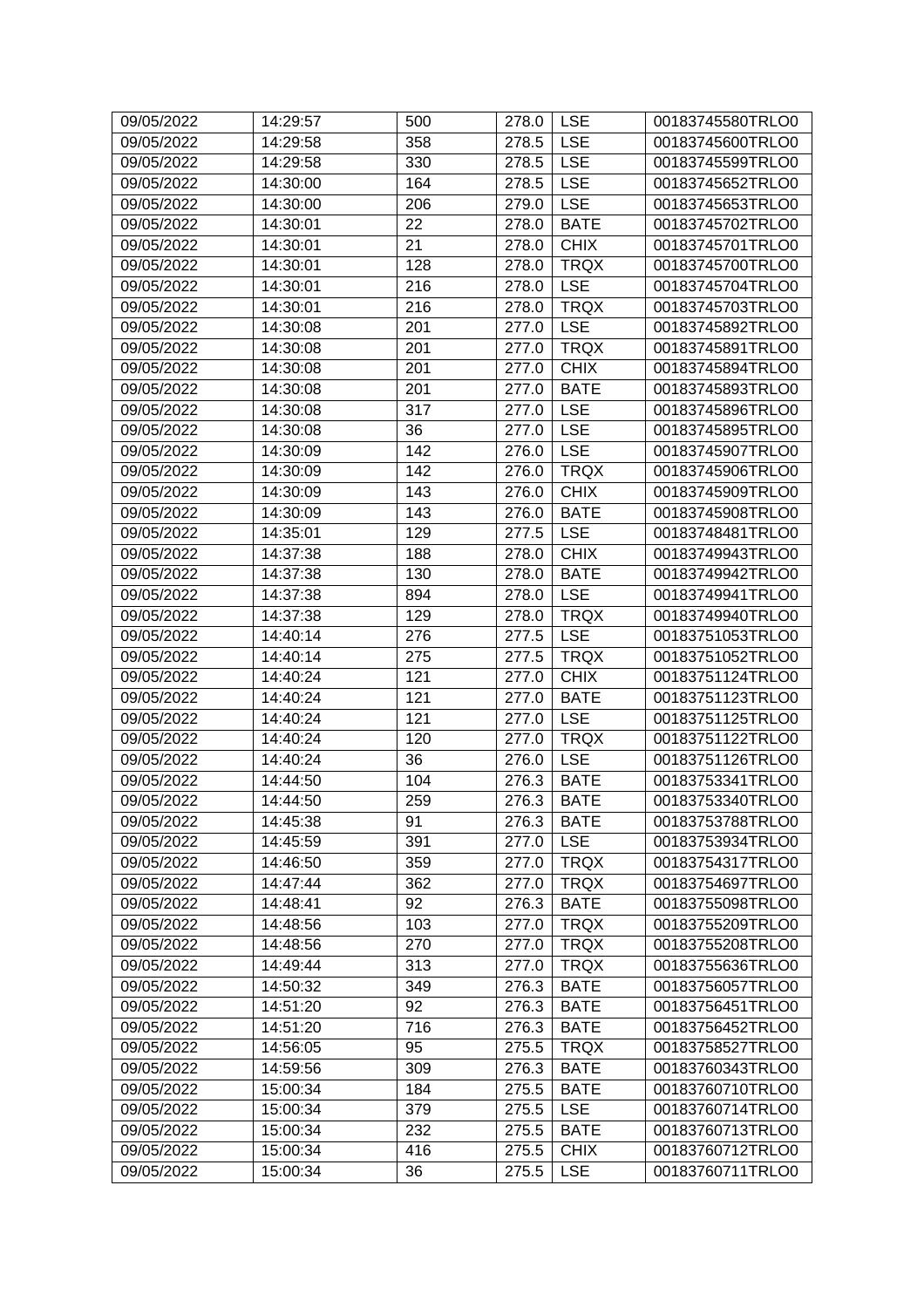| 09/05/2022 | 14:29:57 | 500 | 278.0 | LSE | 00183745580TRLO0 |
|---|---|---|---|---|---|
| 09/05/2022 | 14:29:58 | 358 | 278.5 | LSE | 00183745600TRLO0 |
| 09/05/2022 | 14:29:58 | 330 | 278.5 | LSE | 00183745599TRLO0 |
| 09/05/2022 | 14:30:00 | 164 | 278.5 | LSE | 00183745652TRLO0 |
| 09/05/2022 | 14:30:00 | 206 | 279.0 | LSE | 00183745653TRLO0 |
| 09/05/2022 | 14:30:01 | 22 | 278.0 | BATE | 00183745702TRLO0 |
| 09/05/2022 | 14:30:01 | 21 | 278.0 | CHIX | 00183745701TRLO0 |
| 09/05/2022 | 14:30:01 | 128 | 278.0 | TRQX | 00183745700TRLO0 |
| 09/05/2022 | 14:30:01 | 216 | 278.0 | LSE | 00183745704TRLO0 |
| 09/05/2022 | 14:30:01 | 216 | 278.0 | TRQX | 00183745703TRLO0 |
| 09/05/2022 | 14:30:08 | 201 | 277.0 | LSE | 00183745892TRLO0 |
| 09/05/2022 | 14:30:08 | 201 | 277.0 | TRQX | 00183745891TRLO0 |
| 09/05/2022 | 14:30:08 | 201 | 277.0 | CHIX | 00183745894TRLO0 |
| 09/05/2022 | 14:30:08 | 201 | 277.0 | BATE | 00183745893TRLO0 |
| 09/05/2022 | 14:30:08 | 317 | 277.0 | LSE | 00183745896TRLO0 |
| 09/05/2022 | 14:30:08 | 36 | 277.0 | LSE | 00183745895TRLO0 |
| 09/05/2022 | 14:30:09 | 142 | 276.0 | LSE | 00183745907TRLO0 |
| 09/05/2022 | 14:30:09 | 142 | 276.0 | TRQX | 00183745906TRLO0 |
| 09/05/2022 | 14:30:09 | 143 | 276.0 | CHIX | 00183745909TRLO0 |
| 09/05/2022 | 14:30:09 | 143 | 276.0 | BATE | 00183745908TRLO0 |
| 09/05/2022 | 14:35:01 | 129 | 277.5 | LSE | 00183748481TRLO0 |
| 09/05/2022 | 14:37:38 | 188 | 278.0 | CHIX | 00183749943TRLO0 |
| 09/05/2022 | 14:37:38 | 130 | 278.0 | BATE | 00183749942TRLO0 |
| 09/05/2022 | 14:37:38 | 894 | 278.0 | LSE | 00183749941TRLO0 |
| 09/05/2022 | 14:37:38 | 129 | 278.0 | TRQX | 00183749940TRLO0 |
| 09/05/2022 | 14:40:14 | 276 | 277.5 | LSE | 00183751053TRLO0 |
| 09/05/2022 | 14:40:14 | 275 | 277.5 | TRQX | 00183751052TRLO0 |
| 09/05/2022 | 14:40:24 | 121 | 277.0 | CHIX | 00183751124TRLO0 |
| 09/05/2022 | 14:40:24 | 121 | 277.0 | BATE | 00183751123TRLO0 |
| 09/05/2022 | 14:40:24 | 121 | 277.0 | LSE | 00183751125TRLO0 |
| 09/05/2022 | 14:40:24 | 120 | 277.0 | TRQX | 00183751122TRLO0 |
| 09/05/2022 | 14:40:24 | 36 | 276.0 | LSE | 00183751126TRLO0 |
| 09/05/2022 | 14:44:50 | 104 | 276.3 | BATE | 00183753341TRLO0 |
| 09/05/2022 | 14:44:50 | 259 | 276.3 | BATE | 00183753340TRLO0 |
| 09/05/2022 | 14:45:38 | 91 | 276.3 | BATE | 00183753788TRLO0 |
| 09/05/2022 | 14:45:59 | 391 | 277.0 | LSE | 00183753934TRLO0 |
| 09/05/2022 | 14:46:50 | 359 | 277.0 | TRQX | 00183754317TRLO0 |
| 09/05/2022 | 14:47:44 | 362 | 277.0 | TRQX | 00183754697TRLO0 |
| 09/05/2022 | 14:48:41 | 92 | 276.3 | BATE | 00183755098TRLO0 |
| 09/05/2022 | 14:48:56 | 103 | 277.0 | TRQX | 00183755209TRLO0 |
| 09/05/2022 | 14:48:56 | 270 | 277.0 | TRQX | 00183755208TRLO0 |
| 09/05/2022 | 14:49:44 | 313 | 277.0 | TRQX | 00183755636TRLO0 |
| 09/05/2022 | 14:50:32 | 349 | 276.3 | BATE | 00183756057TRLO0 |
| 09/05/2022 | 14:51:20 | 92 | 276.3 | BATE | 00183756451TRLO0 |
| 09/05/2022 | 14:51:20 | 716 | 276.3 | BATE | 00183756452TRLO0 |
| 09/05/2022 | 14:56:05 | 95 | 275.5 | TRQX | 00183758527TRLO0 |
| 09/05/2022 | 14:59:56 | 309 | 276.3 | BATE | 00183760343TRLO0 |
| 09/05/2022 | 15:00:34 | 184 | 275.5 | BATE | 00183760710TRLO0 |
| 09/05/2022 | 15:00:34 | 379 | 275.5 | LSE | 00183760714TRLO0 |
| 09/05/2022 | 15:00:34 | 232 | 275.5 | BATE | 00183760713TRLO0 |
| 09/05/2022 | 15:00:34 | 416 | 275.5 | CHIX | 00183760712TRLO0 |
| 09/05/2022 | 15:00:34 | 36 | 275.5 | LSE | 00183760711TRLO0 |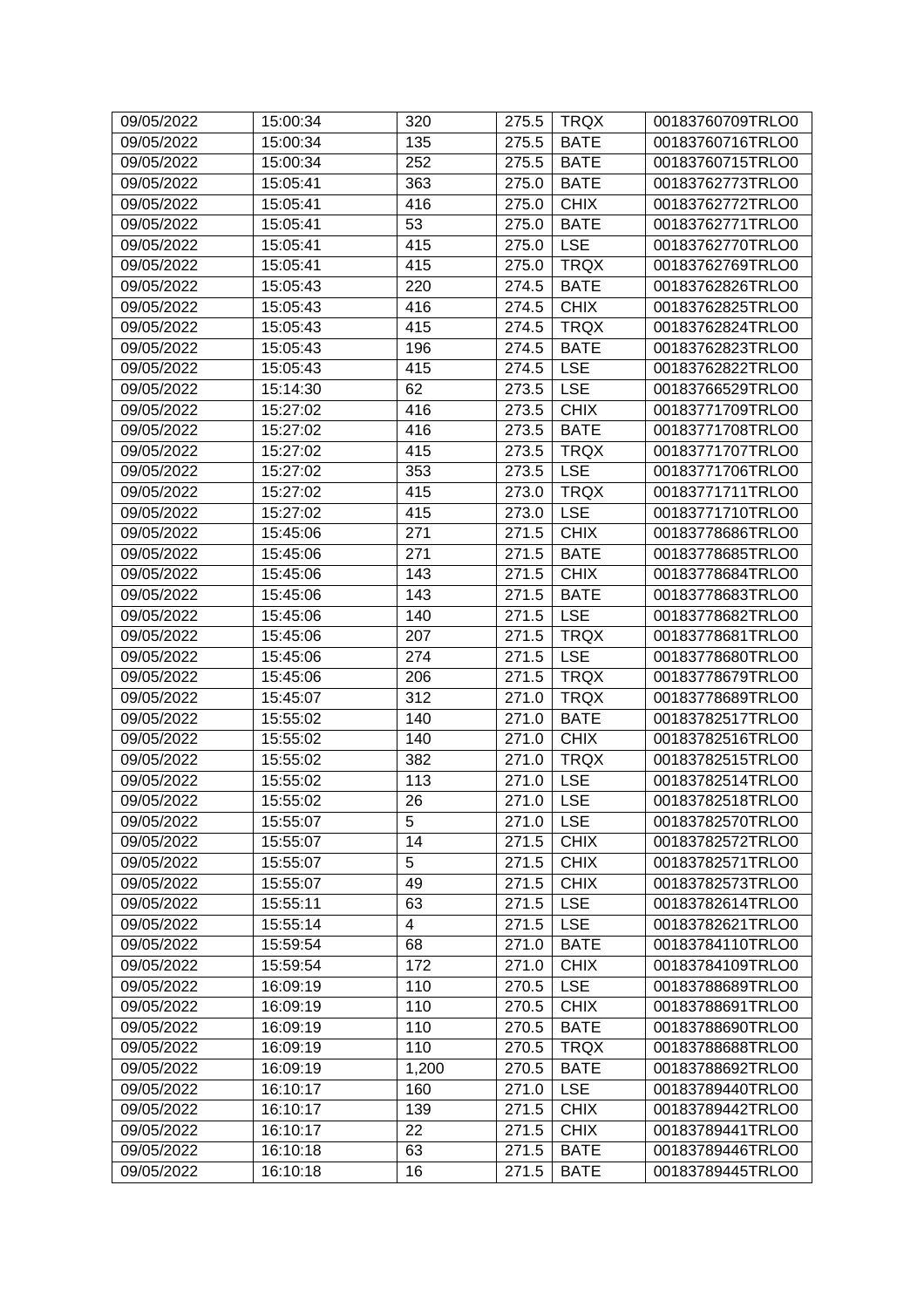| 09/05/2022 | 15:00:34 | 320 | 275.5 | TRQX | 00183760709TRLO0 |
|---|---|---|---|---|---|
| 09/05/2022 | 15:00:34 | 135 | 275.5 | BATE | 00183760716TRLO0 |
| 09/05/2022 | 15:00:34 | 252 | 275.5 | BATE | 00183760715TRLO0 |
| 09/05/2022 | 15:05:41 | 363 | 275.0 | BATE | 00183762773TRLO0 |
| 09/05/2022 | 15:05:41 | 416 | 275.0 | CHIX | 00183762772TRLO0 |
| 09/05/2022 | 15:05:41 | 53 | 275.0 | BATE | 00183762771TRLO0 |
| 09/05/2022 | 15:05:41 | 415 | 275.0 | LSE | 00183762770TRLO0 |
| 09/05/2022 | 15:05:41 | 415 | 275.0 | TRQX | 00183762769TRLO0 |
| 09/05/2022 | 15:05:43 | 220 | 274.5 | BATE | 00183762826TRLO0 |
| 09/05/2022 | 15:05:43 | 416 | 274.5 | CHIX | 00183762825TRLO0 |
| 09/05/2022 | 15:05:43 | 415 | 274.5 | TRQX | 00183762824TRLO0 |
| 09/05/2022 | 15:05:43 | 196 | 274.5 | BATE | 00183762823TRLO0 |
| 09/05/2022 | 15:05:43 | 415 | 274.5 | LSE | 00183762822TRLO0 |
| 09/05/2022 | 15:14:30 | 62 | 273.5 | LSE | 00183766529TRLO0 |
| 09/05/2022 | 15:27:02 | 416 | 273.5 | CHIX | 00183771709TRLO0 |
| 09/05/2022 | 15:27:02 | 416 | 273.5 | BATE | 00183771708TRLO0 |
| 09/05/2022 | 15:27:02 | 415 | 273.5 | TRQX | 00183771707TRLO0 |
| 09/05/2022 | 15:27:02 | 353 | 273.5 | LSE | 00183771706TRLO0 |
| 09/05/2022 | 15:27:02 | 415 | 273.0 | TRQX | 00183771711TRLO0 |
| 09/05/2022 | 15:27:02 | 415 | 273.0 | LSE | 00183771710TRLO0 |
| 09/05/2022 | 15:45:06 | 271 | 271.5 | CHIX | 00183778686TRLO0 |
| 09/05/2022 | 15:45:06 | 271 | 271.5 | BATE | 00183778685TRLO0 |
| 09/05/2022 | 15:45:06 | 143 | 271.5 | CHIX | 00183778684TRLO0 |
| 09/05/2022 | 15:45:06 | 143 | 271.5 | BATE | 00183778683TRLO0 |
| 09/05/2022 | 15:45:06 | 140 | 271.5 | LSE | 00183778682TRLO0 |
| 09/05/2022 | 15:45:06 | 207 | 271.5 | TRQX | 00183778681TRLO0 |
| 09/05/2022 | 15:45:06 | 274 | 271.5 | LSE | 00183778680TRLO0 |
| 09/05/2022 | 15:45:06 | 206 | 271.5 | TRQX | 00183778679TRLO0 |
| 09/05/2022 | 15:45:07 | 312 | 271.0 | TRQX | 00183778689TRLO0 |
| 09/05/2022 | 15:55:02 | 140 | 271.0 | BATE | 00183782517TRLO0 |
| 09/05/2022 | 15:55:02 | 140 | 271.0 | CHIX | 00183782516TRLO0 |
| 09/05/2022 | 15:55:02 | 382 | 271.0 | TRQX | 00183782515TRLO0 |
| 09/05/2022 | 15:55:02 | 113 | 271.0 | LSE | 00183782514TRLO0 |
| 09/05/2022 | 15:55:02 | 26 | 271.0 | LSE | 00183782518TRLO0 |
| 09/05/2022 | 15:55:07 | 5 | 271.0 | LSE | 00183782570TRLO0 |
| 09/05/2022 | 15:55:07 | 14 | 271.5 | CHIX | 00183782572TRLO0 |
| 09/05/2022 | 15:55:07 | 5 | 271.5 | CHIX | 00183782571TRLO0 |
| 09/05/2022 | 15:55:07 | 49 | 271.5 | CHIX | 00183782573TRLO0 |
| 09/05/2022 | 15:55:11 | 63 | 271.5 | LSE | 00183782614TRLO0 |
| 09/05/2022 | 15:55:14 | 4 | 271.5 | LSE | 00183782621TRLO0 |
| 09/05/2022 | 15:59:54 | 68 | 271.0 | BATE | 00183784110TRLO0 |
| 09/05/2022 | 15:59:54 | 172 | 271.0 | CHIX | 00183784109TRLO0 |
| 09/05/2022 | 16:09:19 | 110 | 270.5 | LSE | 00183788689TRLO0 |
| 09/05/2022 | 16:09:19 | 110 | 270.5 | CHIX | 00183788691TRLO0 |
| 09/05/2022 | 16:09:19 | 110 | 270.5 | BATE | 00183788690TRLO0 |
| 09/05/2022 | 16:09:19 | 110 | 270.5 | TRQX | 00183788688TRLO0 |
| 09/05/2022 | 16:09:19 | 1,200 | 270.5 | BATE | 00183788692TRLO0 |
| 09/05/2022 | 16:10:17 | 160 | 271.0 | LSE | 00183789440TRLO0 |
| 09/05/2022 | 16:10:17 | 139 | 271.5 | CHIX | 00183789442TRLO0 |
| 09/05/2022 | 16:10:17 | 22 | 271.5 | CHIX | 00183789441TRLO0 |
| 09/05/2022 | 16:10:18 | 63 | 271.5 | BATE | 00183789446TRLO0 |
| 09/05/2022 | 16:10:18 | 16 | 271.5 | BATE | 00183789445TRLO0 |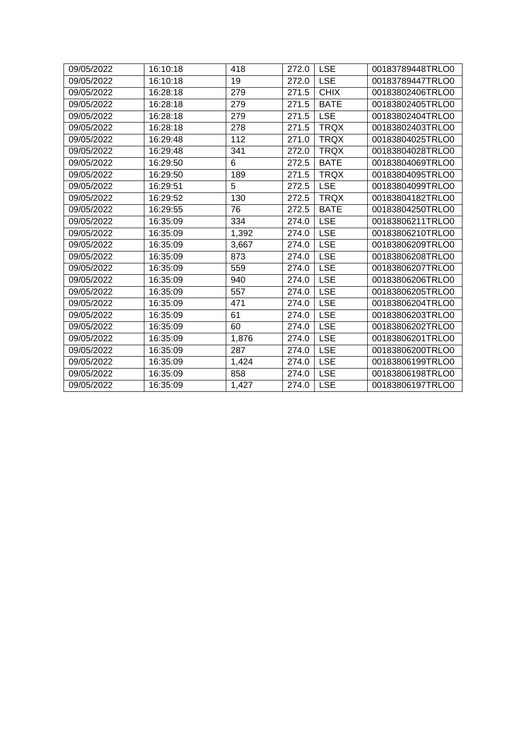| | | | | | |
|---|---|---|---|---|---|
| 09/05/2022 | 16:10:18 | 418 | 272.0 | LSE | 00183789448TRLO0 |
| 09/05/2022 | 16:10:18 | 19 | 272.0 | LSE | 00183789447TRLO0 |
| 09/05/2022 | 16:28:18 | 279 | 271.5 | CHIX | 00183802406TRLO0 |
| 09/05/2022 | 16:28:18 | 279 | 271.5 | BATE | 00183802405TRLO0 |
| 09/05/2022 | 16:28:18 | 279 | 271.5 | LSE | 00183802404TRLO0 |
| 09/05/2022 | 16:28:18 | 278 | 271.5 | TRQX | 00183802403TRLO0 |
| 09/05/2022 | 16:29:48 | 112 | 271.0 | TRQX | 00183804025TRLO0 |
| 09/05/2022 | 16:29:48 | 341 | 272.0 | TRQX | 00183804028TRLO0 |
| 09/05/2022 | 16:29:50 | 6 | 272.5 | BATE | 00183804069TRLO0 |
| 09/05/2022 | 16:29:50 | 189 | 271.5 | TRQX | 00183804095TRLO0 |
| 09/05/2022 | 16:29:51 | 5 | 272.5 | LSE | 00183804099TRLO0 |
| 09/05/2022 | 16:29:52 | 130 | 272.5 | TRQX | 00183804182TRLO0 |
| 09/05/2022 | 16:29:55 | 76 | 272.5 | BATE | 00183804250TRLO0 |
| 09/05/2022 | 16:35:09 | 334 | 274.0 | LSE | 00183806211TRLO0 |
| 09/05/2022 | 16:35:09 | 1,392 | 274.0 | LSE | 00183806210TRLO0 |
| 09/05/2022 | 16:35:09 | 3,667 | 274.0 | LSE | 00183806209TRLO0 |
| 09/05/2022 | 16:35:09 | 873 | 274.0 | LSE | 00183806208TRLO0 |
| 09/05/2022 | 16:35:09 | 559 | 274.0 | LSE | 00183806207TRLO0 |
| 09/05/2022 | 16:35:09 | 940 | 274.0 | LSE | 00183806206TRLO0 |
| 09/05/2022 | 16:35:09 | 557 | 274.0 | LSE | 00183806205TRLO0 |
| 09/05/2022 | 16:35:09 | 471 | 274.0 | LSE | 00183806204TRLO0 |
| 09/05/2022 | 16:35:09 | 61 | 274.0 | LSE | 00183806203TRLO0 |
| 09/05/2022 | 16:35:09 | 60 | 274.0 | LSE | 00183806202TRLO0 |
| 09/05/2022 | 16:35:09 | 1,876 | 274.0 | LSE | 00183806201TRLO0 |
| 09/05/2022 | 16:35:09 | 287 | 274.0 | LSE | 00183806200TRLO0 |
| 09/05/2022 | 16:35:09 | 1,424 | 274.0 | LSE | 00183806199TRLO0 |
| 09/05/2022 | 16:35:09 | 858 | 274.0 | LSE | 00183806198TRLO0 |
| 09/05/2022 | 16:35:09 | 1,427 | 274.0 | LSE | 00183806197TRLO0 |